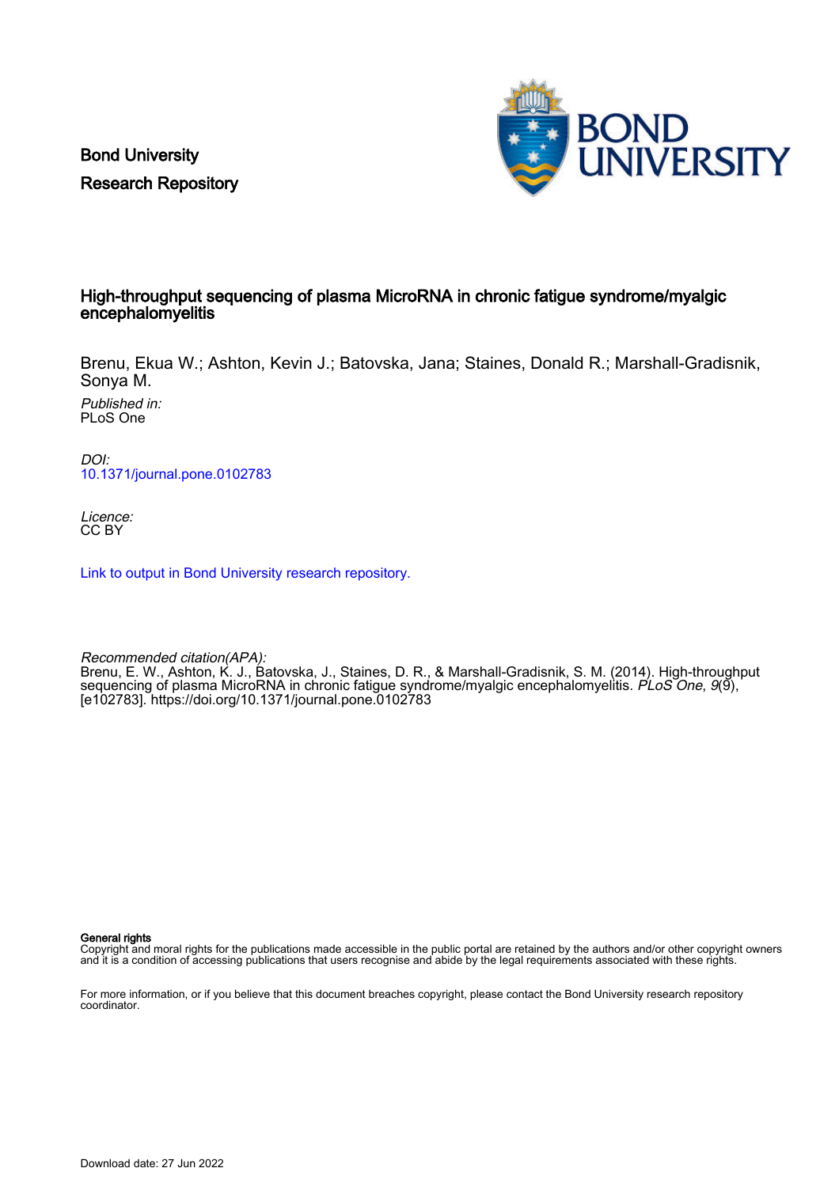Bond University
Research Repository

# High-throughput sequencing of plasma MicroRNA in chronic fatigue syndrome/myalgic encephalomyelitis

Brenu, Ekua W.; Ashton, Kevin J.; Batovska, Jana; Staines, Donald R.; Marshall-Gradisnik, Sonya M.

*Published in:*
PLoS One

*DOI:*
10.1371/journal.pone.0102783

*Licence:*
CC BY

Link to output in Bond University research repository.

*Recommended citation(APA):*
Brenu, E. W., Ashton, K. J., Batovska, J., Staines, D. R., & Marshall-Gradisnik, S. M. (2014). High-throughput sequencing of plasma MicroRNA in chronic fatigue syndrome/myalgic encephalomyelitis. *PLoS One*, *9*(9), [e102783]. https://doi.org/10.1371/journal.pone.0102783

**General rights**
Copyright and moral rights for the publications made accessible in the public portal are retained by the authors and/or other copyright owners and it is a condition of accessing publications that users recognise and abide by the legal requirements associated with these rights.

For more information, or if you believe that this document breaches copyright, please contact the Bond University research repository coordinator.

Download date: 27 Jun 2022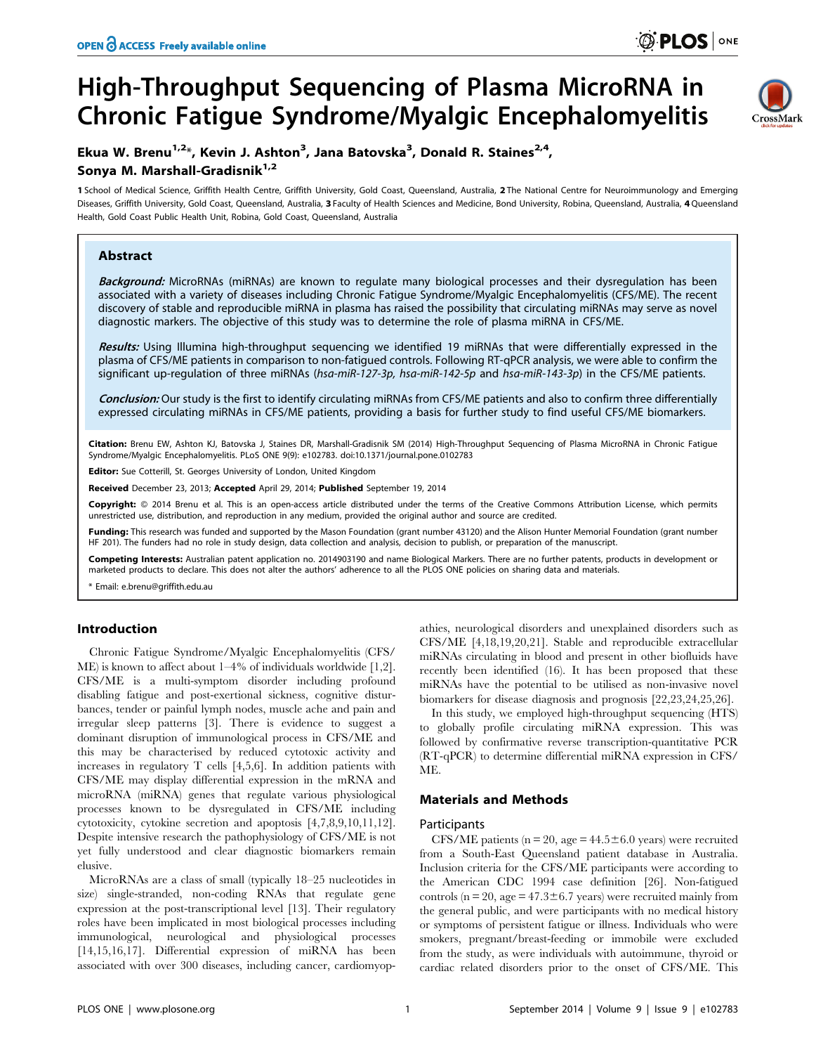# High-Throughput Sequencing of Plasma MicroRNA in Chronic Fatigue Syndrome/Myalgic Encephalomyelitis

**Ekua W. Brenu[1,2]*, Kevin J. Ashton[3], Jana Batovska[3], Donald R. Staines[2,4], Sonya M. Marshall-Gradisnik[1,2]**

1 School of Medical Science, Griffith Health Centre, Griffith University, Gold Coast, Queensland, Australia, 2 The National Centre for Neuroimmunology and Emerging Diseases, Griffith University, Gold Coast, Queensland, Australia, 3 Faculty of Health Sciences and Medicine, Bond University, Robina, Queensland, Australia, 4 Queensland Health, Gold Coast Public Health Unit, Robina, Gold Coast, Queensland, Australia

## Abstract

***Background:*** MicroRNAs (miRNAs) are known to regulate many biological processes and their dysregulation has been associated with a variety of diseases including Chronic Fatigue Syndrome/Myalgic Encephalomyelitis (CFS/ME). The recent discovery of stable and reproducible miRNA in plasma has raised the possibility that circulating miRNAs may serve as novel diagnostic markers. The objective of this study was to determine the role of plasma miRNA in CFS/ME.

***Results:*** Using Illumina high-throughput sequencing we identified 19 miRNAs that were differentially expressed in the plasma of CFS/ME patients in comparison to non-fatigued controls. Following RT-qPCR analysis, we were able to confirm the significant up-regulation of three miRNAs (*hsa-miR-127-3p, hsa-miR-142-5p* and *hsa-miR-143-3p*) in the CFS/ME patients.

***Conclusion:*** Our study is the first to identify circulating miRNAs from CFS/ME patients and also to confirm three differentially expressed circulating miRNAs in CFS/ME patients, providing a basis for further study to find useful CFS/ME biomarkers.

**Citation:** Brenu EW, Ashton KJ, Batovska J, Staines DR, Marshall-Gradisnik SM (2014) High-Throughput Sequencing of Plasma MicroRNA in Chronic Fatigue Syndrome/Myalgic Encephalomyelitis. PLoS ONE 9(9): e102783. doi:10.1371/journal.pone.0102783

**Editor:** Sue Cotterill, St. Georges University of London, United Kingdom

**Received** December 23, 2013; **Accepted** April 29, 2014; **Published** September 19, 2014

**Copyright:** © 2014 Brenu et al. This is an open-access article distributed under the terms of the Creative Commons Attribution License, which permits unrestricted use, distribution, and reproduction in any medium, provided the original author and source are credited.

**Funding:** This research was funded and supported by the Mason Foundation (grant number 43120) and the Alison Hunter Memorial Foundation (grant number HF 201). The funders had no role in study design, data collection and analysis, decision to publish, or preparation of the manuscript.

**Competing Interests:** Australian patent application no. 2014903190 and name Biological Markers. There are no further patents, products in development or marketed products to declare. This does not alter the authors' adherence to all the PLOS ONE policies on sharing data and materials.

\* Email: e.brenu@griffith.edu.au

## Introduction

Chronic Fatigue Syndrome/Myalgic Encephalomyelitis (CFS/ME) is known to affect about 1–4% of individuals worldwide [1,2]. CFS/ME is a multi-symptom disorder including profound disabling fatigue and post-exertional sickness, cognitive disturbances, tender or painful lymph nodes, muscle ache and pain and irregular sleep patterns [3]. There is evidence to suggest a dominant disruption of immunological process in CFS/ME and this may be characterised by reduced cytotoxic activity and increases in regulatory T cells [4,5,6]. In addition patients with CFS/ME may display differential expression in the mRNA and microRNA (miRNA) genes that regulate various physiological processes known to be dysregulated in CFS/ME including cytotoxicity, cytokine secretion and apoptosis [4,7,8,9,10,11,12]. Despite intensive research the pathophysiology of CFS/ME is not yet fully understood and clear diagnostic biomarkers remain elusive.

MicroRNAs are a class of small (typically 18–25 nucleotides in size) single-stranded, non-coding RNAs that regulate gene expression at the post-transcriptional level [13]. Their regulatory roles have been implicated in most biological processes including immunological, neurological and physiological processes [14,15,16,17]. Differential expression of miRNA has been associated with over 300 diseases, including cancer, cardiomyopathies, neurological disorders and unexplained disorders such as CFS/ME [4,18,19,20,21]. Stable and reproducible extracellular miRNAs circulating in blood and present in other biofluids have recently been identified (16). It has been proposed that these miRNAs have the potential to be utilised as non-invasive novel biomarkers for disease diagnosis and prognosis [22,23,24,25,26].

In this study, we employed high-throughput sequencing (HTS) to globally profile circulating miRNA expression. This was followed by confirmative reverse transcription-quantitative PCR (RT-qPCR) to determine differential miRNA expression in CFS/ME.

## Materials and Methods

### Participants

CFS/ME patients (n = 20, age = 44.5±6.0 years) were recruited from a South-East Queensland patient database in Australia. Inclusion criteria for the CFS/ME participants were according to the American CDC 1994 case definition [26]. Non-fatigued controls (n = 20, age = 47.3±6.7 years) were recruited mainly from the general public, and were participants with no medical history or symptoms of persistent fatigue or illness. Individuals who were smokers, pregnant/breast-feeding or immobile were excluded from the study, as were individuals with autoimmune, thyroid or cardiac related disorders prior to the onset of CFS/ME. This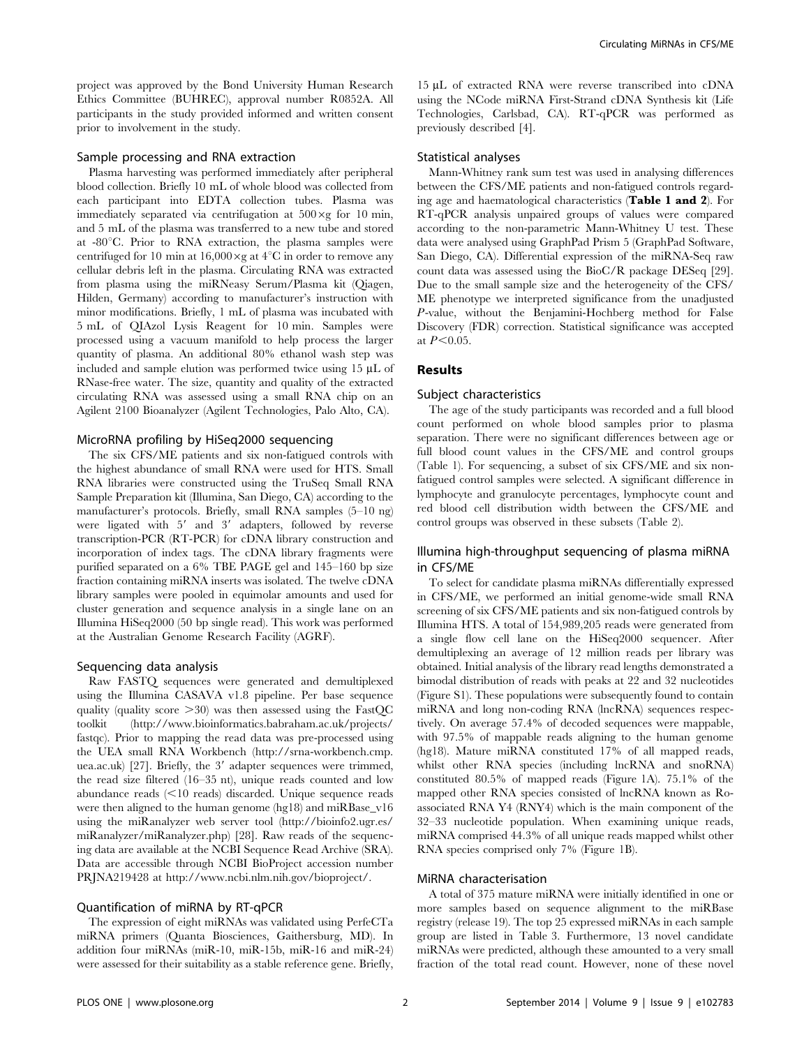project was approved by the Bond University Human Research Ethics Committee (BUHREC), approval number R0852A. All participants in the study provided informed and written consent prior to involvement in the study.

### Sample processing and RNA extraction

Plasma harvesting was performed immediately after peripheral blood collection. Briefly 10 mL of whole blood was collected from each participant into EDTA collection tubes. Plasma was immediately separated via centrifugation at 500×g for 10 min, and 5 mL of the plasma was transferred to a new tube and stored at -80°C. Prior to RNA extraction, the plasma samples were centrifuged for 10 min at 16,000×g at 4°C in order to remove any cellular debris left in the plasma. Circulating RNA was extracted from plasma using the miRNeasy Serum/Plasma kit (Qiagen, Hilden, Germany) according to manufacturer's instruction with minor modifications. Briefly, 1 mL of plasma was incubated with 5 mL of QIAzol Lysis Reagent for 10 min. Samples were processed using a vacuum manifold to help process the larger quantity of plasma. An additional 80% ethanol wash step was included and sample elution was performed twice using 15 µL of RNase-free water. The size, quantity and quality of the extracted circulating RNA was assessed using a small RNA chip on an Agilent 2100 Bioanalyzer (Agilent Technologies, Palo Alto, CA).

### MicroRNA profiling by HiSeq2000 sequencing

The six CFS/ME patients and six non-fatigued controls with the highest abundance of small RNA were used for HTS. Small RNA libraries were constructed using the TruSeq Small RNA Sample Preparation kit (Illumina, San Diego, CA) according to the manufacturer's protocols. Briefly, small RNA samples (5–10 ng) were ligated with 5′ and 3′ adapters, followed by reverse transcription-PCR (RT-PCR) for cDNA library construction and incorporation of index tags. The cDNA library fragments were purified separated on a 6% TBE PAGE gel and 145–160 bp size fraction containing miRNA inserts was isolated. The twelve cDNA library samples were pooled in equimolar amounts and used for cluster generation and sequence analysis in a single lane on an Illumina HiSeq2000 (50 bp single read). This work was performed at the Australian Genome Research Facility (AGRF).

### Sequencing data analysis

Raw FASTQ sequences were generated and demultiplexed using the Illumina CASAVA v1.8 pipeline. Per base sequence quality (quality score >30) was then assessed using the FastQC toolkit (http://www.bioinformatics.babraham.ac.uk/projects/fastqc). Prior to mapping the read data was pre-processed using the UEA small RNA Workbench (http://srna-workbench.cmp.uea.ac.uk) [27]. Briefly, the 3′ adapter sequences were trimmed, the read size filtered (16–35 nt), unique reads counted and low abundance reads (<10 reads) discarded. Unique sequence reads were then aligned to the human genome (hg18) and miRBase_v16 using the miRanalyzer web server tool (http://bioinfo2.ugr.es/miRanalyzer/miRanalyzer.php) [28]. Raw reads of the sequencing data are available at the NCBI Sequence Read Archive (SRA). Data are accessible through NCBI BioProject accession number PRJNA219428 at http://www.ncbi.nlm.nih.gov/bioproject/.

### Quantification of miRNA by RT-qPCR

The expression of eight miRNAs was validated using PerfeCTa miRNA primers (Quanta Biosciences, Gaithersburg, MD). In addition four miRNAs (miR-10, miR-15b, miR-16 and miR-24) were assessed for their suitability as a stable reference gene. Briefly, 15 µL of extracted RNA were reverse transcribed into cDNA using the NCode miRNA First-Strand cDNA Synthesis kit (Life Technologies, Carlsbad, CA). RT-qPCR was performed as previously described [4].

### Statistical analyses

Mann-Whitney rank sum test was used in analysing differences between the CFS/ME patients and non-fatigued controls regarding age and haematological characteristics (**Table 1 and 2**). For RT-qPCR analysis unpaired groups of values were compared according to the non-parametric Mann-Whitney U test. These data were analysed using GraphPad Prism 5 (GraphPad Software, San Diego, CA). Differential expression of the miRNA-Seq raw count data was assessed using the BioC/R package DESeq [29]. Due to the small sample size and the heterogeneity of the CFS/ME phenotype we interpreted significance from the unadjusted *P*-value, without the Benjamini-Hochberg method for False Discovery (FDR) correction. Statistical significance was accepted at $P<0.05$.

## Results

### Subject characteristics

The age of the study participants was recorded and a full blood count performed on whole blood samples prior to plasma separation. There were no significant differences between age or full blood count values in the CFS/ME and control groups (Table 1). For sequencing, a subset of six CFS/ME and six non-fatigued control samples were selected. A significant difference in lymphocyte and granulocyte percentages, lymphocyte count and red blood cell distribution width between the CFS/ME and control groups was observed in these subsets (Table 2).

### Illumina high-throughput sequencing of plasma miRNA in CFS/ME

To select for candidate plasma miRNAs differentially expressed in CFS/ME, we performed an initial genome-wide small RNA screening of six CFS/ME patients and six non-fatigued controls by Illumina HTS. A total of 154,989,205 reads were generated from a single flow cell lane on the HiSeq2000 sequencer. After demultiplexing an average of 12 million reads per library was obtained. Initial analysis of the library read lengths demonstrated a bimodal distribution of reads with peaks at 22 and 32 nucleotides (Figure S1). These populations were subsequently found to contain miRNA and long non-coding RNA (lncRNA) sequences respectively. On average 57.4% of decoded sequences were mappable, with 97.5% of mappable reads aligning to the human genome (hg18). Mature miRNA constituted 17% of all mapped reads, whilst other RNA species (including lncRNA and snoRNA) constituted 80.5% of mapped reads (Figure 1A). 75.1% of the mapped other RNA species consisted of lncRNA known as Ro-associated RNA Y4 (RNY4) which is the main component of the 32–33 nucleotide population. When examining unique reads, miRNA comprised 44.3% of all unique reads mapped whilst other RNA species comprised only 7% (Figure 1B).

### MiRNA characterisation

A total of 375 mature miRNA were initially identified in one or more samples based on sequence alignment to the miRBase registry (release 19). The top 25 expressed miRNAs in each sample group are listed in Table 3. Furthermore, 13 novel candidate miRNAs were predicted, although these amounted to a very small fraction of the total read count. However, none of these novel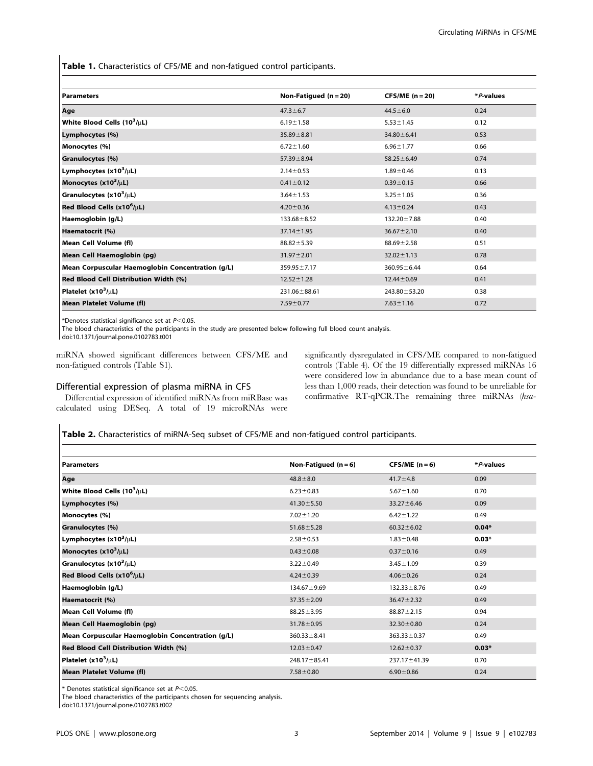**Table 1.** Characteristics of CFS/ME and non-fatigued control participants.

| Parameters | Non-Fatigued (n = 20) | CFS/ME (n = 20) | **P*-values |
|---|---|---|---|
| Age | 47.3±6.7 | 44.5±6.0 | 0.24 |
| White Blood Cells ($10^3$/μL) | 6.19±1.58 | 5.53±1.45 | 0.12 |
| Lymphocytes (%) | 35.89±8.81 | 34.80±6.41 | 0.53 |
| Monocytes (%) | 6.72±1.60 | 6.96±1.77 | 0.66 |
| Granulocytes (%) | 57.39±8.94 | 58.25±6.49 | 0.74 |
| Lymphocytes (x$10^3$/μL) | 2.14±0.53 | 1.89±0.46 | 0.13 |
| Monocytes (x$10^3$/μL) | 0.41±0.12 | 0.39±0.15 | 0.66 |
| Granulocytes (x$10^3$/μL) | 3.64±1.53 | 3.25±1.05 | 0.36 |
| Red Blood Cells (x$10^6$/μL) | 4.20±0.36 | 4.13±0.24 | 0.43 |
| Haemoglobin (g/L) | 133.68±8.52 | 132.20±7.88 | 0.40 |
| Haematocrit (%) | 37.14±1.95 | 36.67±2.10 | 0.40 |
| Mean Cell Volume (fl) | 88.82±5.39 | 88.69±2.58 | 0.51 |
| Mean Cell Haemoglobin (pg) | 31.97±2.01 | 32.02±1.13 | 0.78 |
| Mean Corpuscular Haemoglobin Concentration (g/L) | 359.95±7.17 | 360.95±6.44 | 0.64 |
| Red Blood Cell Distribution Width (%) | 12.52±1.28 | 12.44±0.69 | 0.41 |
| Platelet (x$10^3$/μL) | 231.06±88.61 | 243.80±53.20 | 0.38 |
| Mean Platelet Volume (fl) | 7.59±0.77 | 7.63±1.16 | 0.72 |

*Denotes statistical significance set at $P<0.05$.
The blood characteristics of the participants in the study are presented below following full blood count analysis.
doi:10.1371/journal.pone.0102783.t001

miRNA showed significant differences between CFS/ME and non-fatigued controls (Table S1).

## Differential expression of plasma miRNA in CFS

Differential expression of identified miRNAs from miRBase was calculated using DESeq. A total of 19 microRNAs were significantly dysregulated in CFS/ME compared to non-fatigued controls (Table 4). Of the 19 differentially expressed miRNAs 16 were considered low in abundance due to a base mean count of less than 1,000 reads, their detection was found to be unreliable for confirmative RT-qPCR.The remaining three miRNAs (*hsa-*

**Table 2.** Characteristics of miRNA-Seq subset of CFS/ME and non-fatigued control participants.

| Parameters | Non-Fatigued (n = 6) | CFS/ME (n = 6) | **P*-values |
|---|---|---|---|
| Age | 48.8±8.0 | 41.7±4.8 | 0.09 |
| White Blood Cells ($10^3$/μL) | 6.23±0.83 | 5.67±1.60 | 0.70 |
| Lymphocytes (%) | 41.30±5.50 | 33.27±6.46 | 0.09 |
| Monocytes (%) | 7.02±1.20 | 6.42±1.22 | 0.49 |
| Granulocytes (%) | 51.68±5.28 | 60.32±6.02 | **0.04*** |
| Lymphocytes (x$10^3$/μL) | 2.58±0.53 | 1.83±0.48 | **0.03*** |
| Monocytes (x$10^3$/μL) | 0.43±0.08 | 0.37±0.16 | 0.49 |
| Granulocytes (x$10^3$/μL) | 3.22±0.49 | 3.45±1.09 | 0.39 |
| Red Blood Cells (x$10^6$/μL) | 4.24±0.39 | 4.06±0.26 | 0.24 |
| Haemoglobin (g/L) | 134.67±9.69 | 132.33±8.76 | 0.49 |
| Haematocrit (%) | 37.35±2.09 | 36.47±2.32 | 0.49 |
| Mean Cell Volume (fl) | 88.25±3.95 | 88.87±2.15 | 0.94 |
| Mean Cell Haemoglobin (pg) | 31.78±0.95 | 32.30±0.80 | 0.24 |
| Mean Corpuscular Haemoglobin Concentration (g/L) | 360.33±8.41 | 363.33±0.37 | 0.49 |
| Red Blood Cell Distribution Width (%) | 12.03±0.47 | 12.62±0.37 | **0.03*** |
| Platelet (x$10^3$/μL) | 248.17±85.41 | 237.17±41.39 | 0.70 |
| Mean Platelet Volume (fl) | 7.58±0.80 | 6.90±0.86 | 0.24 |

\* Denotes statistical significance set at $P<0.05$.
The blood characteristics of the participants chosen for sequencing analysis.
doi:10.1371/journal.pone.0102783.t002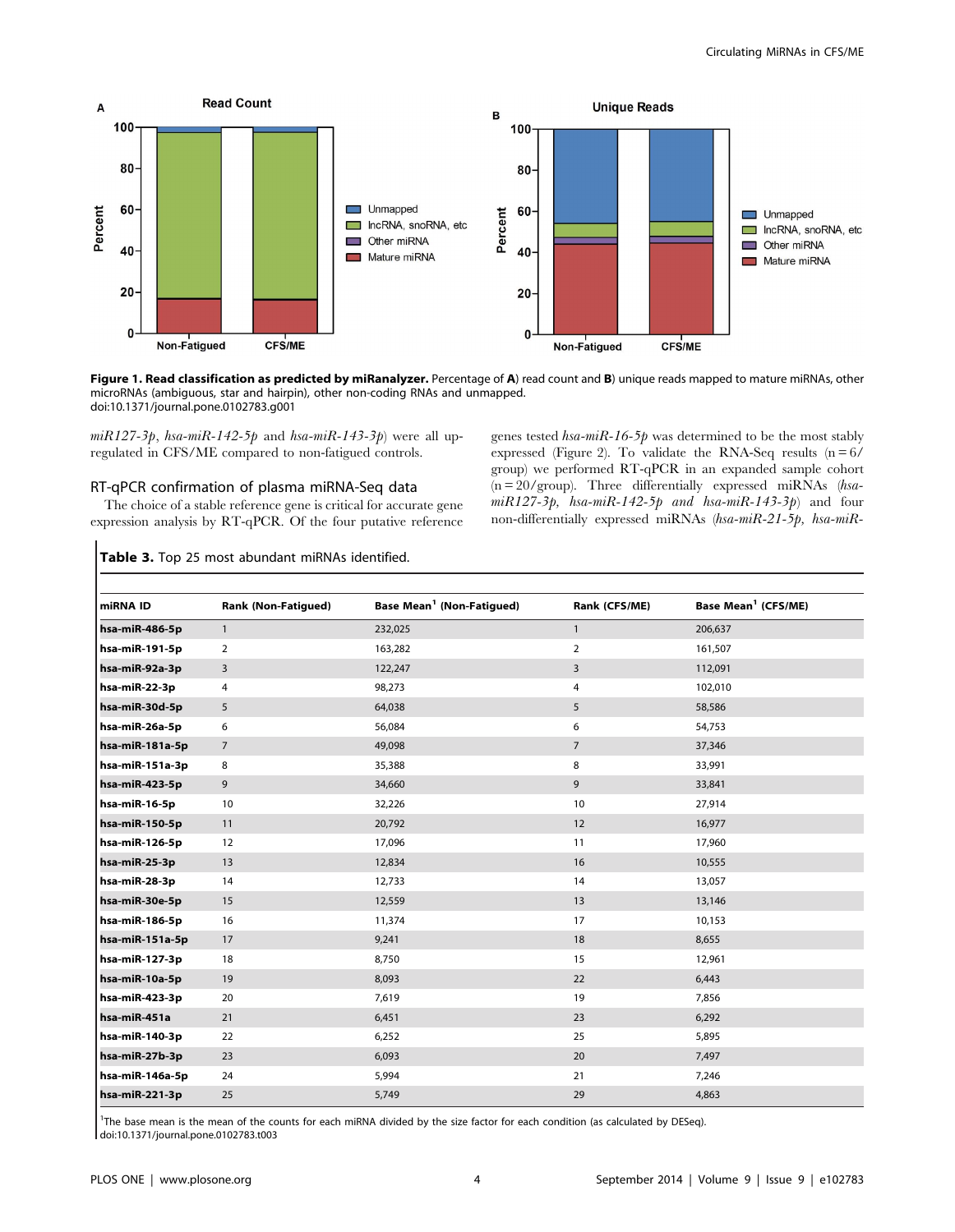**Figure 1. Read classification as predicted by miRanalyzer.** Percentage of **A**) read count and **B**) unique reads mapped to mature miRNAs, other microRNAs (ambiguous, star and hairpin), other non-coding RNAs and unmapped.
doi:10.1371/journal.pone.0102783.g001

*miR127-3p*, *hsa-miR-142-5p* and *hsa-miR-143-3p*) were all up-regulated in CFS/ME compared to non-fatigued controls.

## RT-qPCR confirmation of plasma miRNA-Seq data

The choice of a stable reference gene is critical for accurate gene expression analysis by RT-qPCR. Of the four putative reference genes tested *hsa-miR-16-5p* was determined to be the most stably expressed (Figure 2). To validate the RNA-Seq results (n = 6/group) we performed RT-qPCR in an expanded sample cohort (n = 20/group). Three differentially expressed miRNAs (*hsa-miR127-3p, hsa-miR-142-5p and hsa-miR-143-3p*) and four non-differentially expressed miRNAs (*hsa-miR-21-5p, hsa-miR-*

**Table 3.** Top 25 most abundant miRNAs identified.

| miRNA ID | Rank (Non-Fatigued) | Base Mean[1] (Non-Fatigued) | Rank (CFS/ME) | Base Mean[1] (CFS/ME) |
|---|---|---|---|---|
| hsa-miR-486-5p | 1 | 232,025 | 1 | 206,637 |
| hsa-miR-191-5p | 2 | 163,282 | 2 | 161,507 |
| hsa-miR-92a-3p | 3 | 122,247 | 3 | 112,091 |
| hsa-miR-22-3p | 4 | 98,273 | 4 | 102,010 |
| hsa-miR-30d-5p | 5 | 64,038 | 5 | 58,586 |
| hsa-miR-26a-5p | 6 | 56,084 | 6 | 54,753 |
| hsa-miR-181a-5p | 7 | 49,098 | 7 | 37,346 |
| hsa-miR-151a-3p | 8 | 35,388 | 8 | 33,991 |
| hsa-miR-423-5p | 9 | 34,660 | 9 | 33,841 |
| hsa-miR-16-5p | 10 | 32,226 | 10 | 27,914 |
| hsa-miR-150-5p | 11 | 20,792 | 12 | 16,977 |
| hsa-miR-126-5p | 12 | 17,096 | 11 | 17,960 |
| hsa-miR-25-3p | 13 | 12,834 | 16 | 10,555 |
| hsa-miR-28-3p | 14 | 12,733 | 14 | 13,057 |
| hsa-miR-30e-5p | 15 | 12,559 | 13 | 13,146 |
| hsa-miR-186-5p | 16 | 11,374 | 17 | 10,153 |
| hsa-miR-151a-5p | 17 | 9,241 | 18 | 8,655 |
| hsa-miR-127-3p | 18 | 8,750 | 15 | 12,961 |
| hsa-miR-10a-5p | 19 | 8,093 | 22 | 6,443 |
| hsa-miR-423-3p | 20 | 7,619 | 19 | 7,856 |
| hsa-miR-451a | 21 | 6,451 | 23 | 6,292 |
| hsa-miR-140-3p | 22 | 6,252 | 25 | 5,895 |
| hsa-miR-27b-3p | 23 | 6,093 | 20 | 7,497 |
| hsa-miR-146a-5p | 24 | 5,994 | 21 | 7,246 |
| hsa-miR-221-3p | 25 | 5,749 | 29 | 4,863 |

[1]The base mean is the mean of the counts for each miRNA divided by the size factor for each condition (as calculated by DESeq).
doi:10.1371/journal.pone.0102783.t003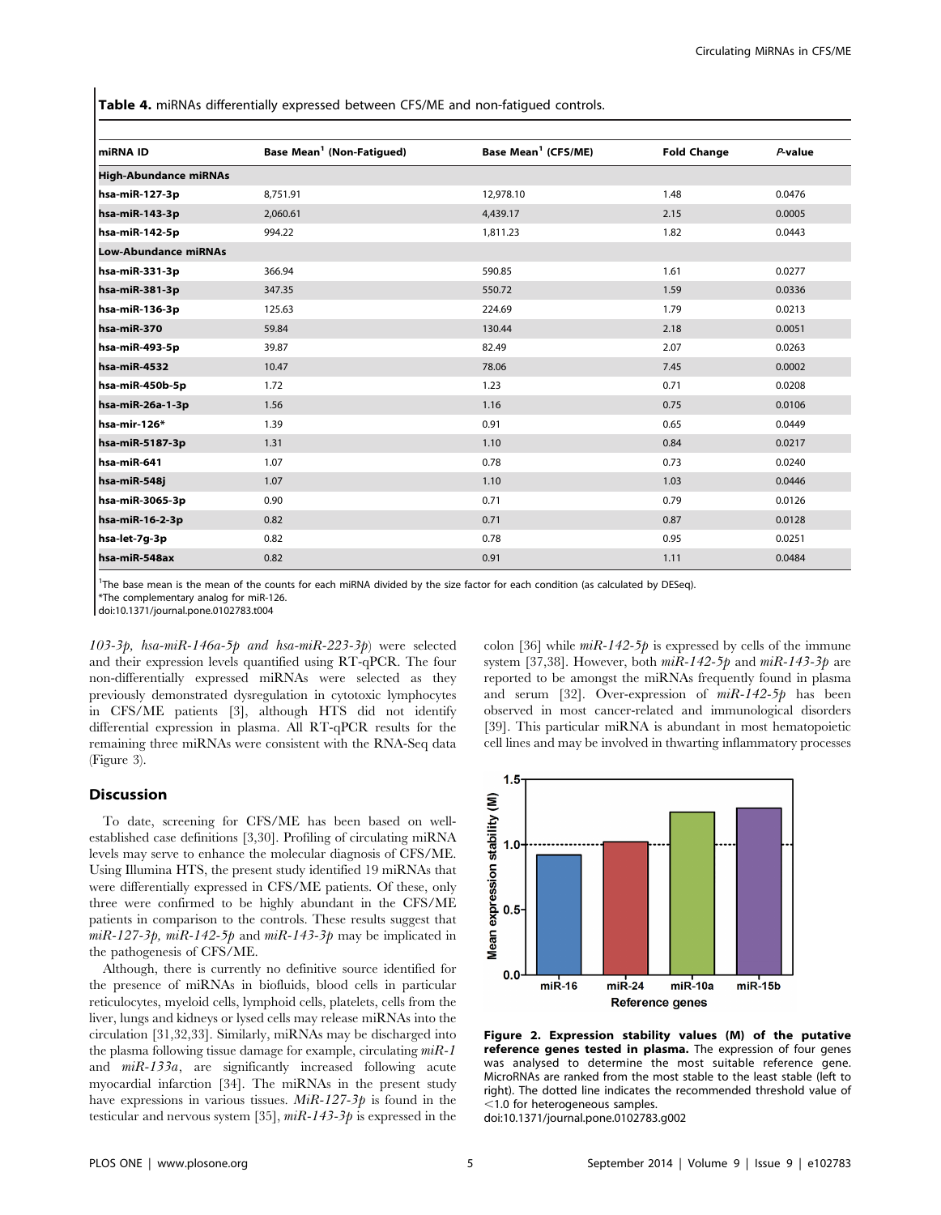**Table 4.** miRNAs differentially expressed between CFS/ME and non-fatigued controls.

| miRNA ID | Base Mean[1] (Non-Fatigued) | Base Mean[1] (CFS/ME) | Fold Change | *P*-value |
|---|---|---|---|---|
| **High-Abundance miRNAs** | | | | |
| **hsa-miR-127-3p** | 8,751.91 | 12,978.10 | 1.48 | 0.0476 |
| **hsa-miR-143-3p** | 2,060.61 | 4,439.17 | 2.15 | 0.0005 |
| **hsa-miR-142-5p** | 994.22 | 1,811.23 | 1.82 | 0.0443 |
| **Low-Abundance miRNAs** | | | | |
| **hsa-miR-331-3p** | 366.94 | 590.85 | 1.61 | 0.0277 |
| **hsa-miR-381-3p** | 347.35 | 550.72 | 1.59 | 0.0336 |
| **hsa-miR-136-3p** | 125.63 | 224.69 | 1.79 | 0.0213 |
| **hsa-miR-370** | 59.84 | 130.44 | 2.18 | 0.0051 |
| **hsa-miR-493-5p** | 39.87 | 82.49 | 2.07 | 0.0263 |
| **hsa-miR-4532** | 10.47 | 78.06 | 7.45 | 0.0002 |
| **hsa-miR-450b-5p** | 1.72 | 1.23 | 0.71 | 0.0208 |
| **hsa-miR-26a-1-3p** | 1.56 | 1.16 | 0.75 | 0.0106 |
| **hsa-mir-126*** | 1.39 | 0.91 | 0.65 | 0.0449 |
| **hsa-miR-5187-3p** | 1.31 | 1.10 | 0.84 | 0.0217 |
| **hsa-miR-641** | 1.07 | 0.78 | 0.73 | 0.0240 |
| **hsa-miR-548j** | 1.07 | 1.10 | 1.03 | 0.0446 |
| **hsa-miR-3065-3p** | 0.90 | 0.71 | 0.79 | 0.0126 |
| **hsa-miR-16-2-3p** | 0.82 | 0.71 | 0.87 | 0.0128 |
| **hsa-let-7g-3p** | 0.82 | 0.78 | 0.95 | 0.0251 |
| **hsa-miR-548ax** | 0.82 | 0.91 | 1.11 | 0.0484 |

[1]The base mean is the mean of the counts for each miRNA divided by the size factor for each condition (as calculated by DESeq).
*The complementary analog for miR-126.
doi:10.1371/journal.pone.0102783.t004

*103-3p, hsa-miR-146a-5p and hsa-miR-223-3p*) were selected and their expression levels quantified using RT-qPCR. The four non-differentially expressed miRNAs were selected as they previously demonstrated dysregulation in cytotoxic lymphocytes in CFS/ME patients [3], although HTS did not identify differential expression in plasma. All RT-qPCR results for the remaining three miRNAs were consistent with the RNA-Seq data (Figure 3).

## Discussion

To date, screening for CFS/ME has been based on well-established case definitions [3,30]. Profiling of circulating miRNA levels may serve to enhance the molecular diagnosis of CFS/ME. Using Illumina HTS, the present study identified 19 miRNAs that were differentially expressed in CFS/ME patients. Of these, only three were confirmed to be highly abundant in the CFS/ME patients in comparison to the controls. These results suggest that *miR-127-3p, miR-142-5p* and *miR-143-3p* may be implicated in the pathogenesis of CFS/ME.

Although, there is currently no definitive source identified for the presence of miRNAs in biofluids, blood cells in particular reticulocytes, myeloid cells, lymphoid cells, platelets, cells from the liver, lungs and kidneys or lysed cells may release miRNAs into the circulation [31,32,33]. Similarly, miRNAs may be discharged into the plasma following tissue damage for example, circulating *miR-1* and *miR-133a*, are significantly increased following acute myocardial infarction [34]. The miRNAs in the present study have expressions in various tissues. *MiR-127-3p* is found in the testicular and nervous system [35], *miR-143-3p* is expressed in the colon [36] while *miR-142-5p* is expressed by cells of the immune system [37,38]. However, both *miR-142-5p* and *miR-143-3p* are reported to be amongst the miRNAs frequently found in plasma and serum [32]. Over-expression of *miR-142-5p* has been observed in most cancer-related and immunological disorders [39]. This particular miRNA is abundant in most hematopoietic cell lines and may be involved in thwarting inflammatory processes

**Figure 2. Expression stability values (M) of the putative reference genes tested in plasma.** The expression of four genes was analysed to determine the most suitable reference gene. MicroRNAs are ranked from the most stable to the least stable (left to right). The dotted line indicates the recommended threshold value of <1.0 for heterogeneous samples.
doi:10.1371/journal.pone.0102783.g002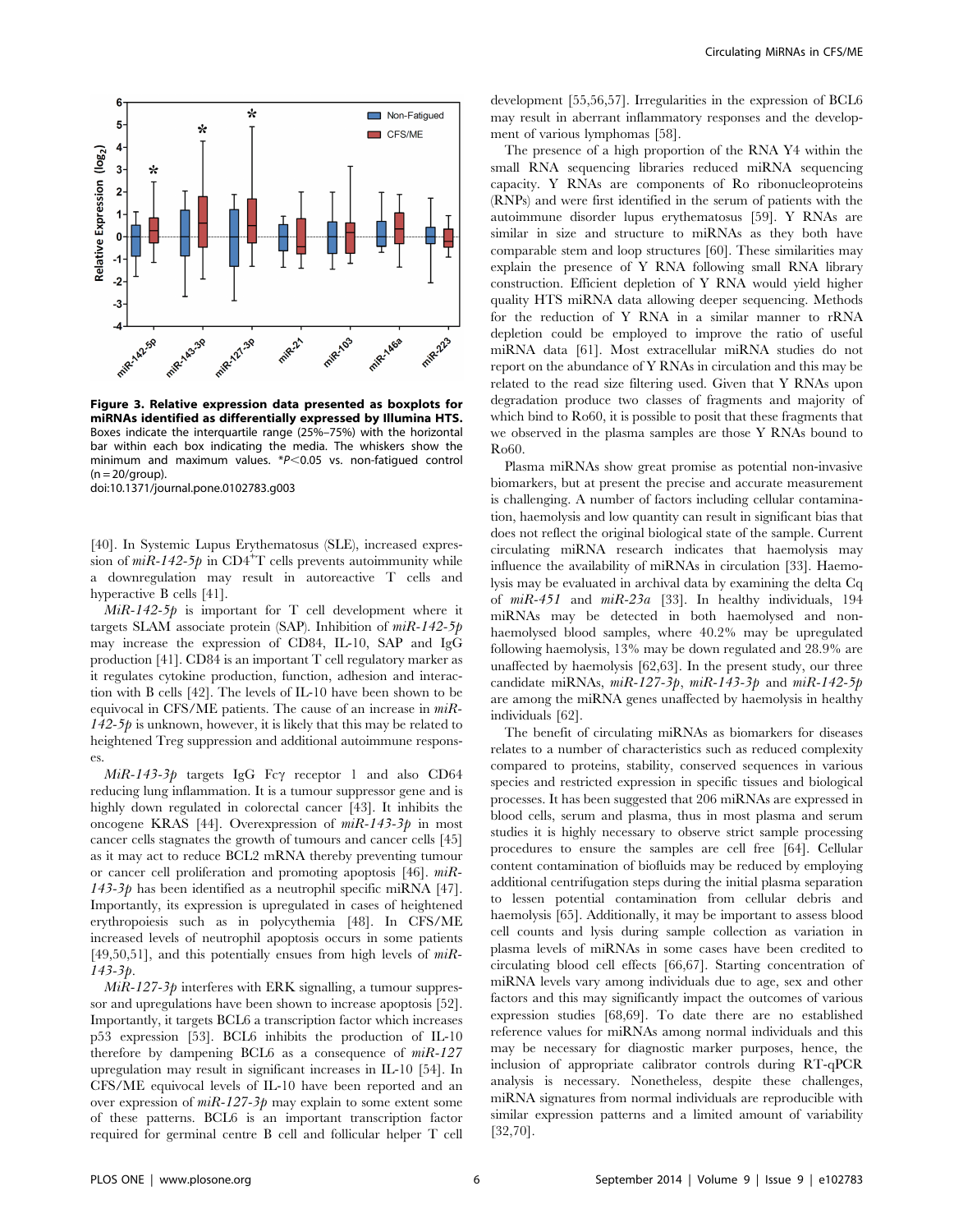**Figure 3. Relative expression data presented as boxplots for miRNAs identified as differentially expressed by Illumina HTS.** Boxes indicate the interquartile range (25%–75%) with the horizontal bar within each box indicating the media. The whiskers show the minimum and maximum values. *$P<0.05$ vs. non-fatigued control (n = 20/group).
doi:10.1371/journal.pone.0102783.g003

[40]. In Systemic Lupus Erythematosus (SLE), increased expression of *miR-142-5p* in $CD4^{+}$T cells prevents autoimmunity while a downregulation may result in autoreactive T cells and hyperactive B cells [41].

*MiR-142-5p* is important for T cell development where it targets SLAM associate protein (SAP). Inhibition of *miR-142-5p* may increase the expression of CD84, IL-10, SAP and IgG production [41]. CD84 is an important T cell regulatory marker as it regulates cytokine production, function, adhesion and interaction with B cells [42]. The levels of IL-10 have been shown to be equivocal in CFS/ME patients. The cause of an increase in *miR-142-5p* is unknown, however, it is likely that this may be related to heightened Treg suppression and additional autoimmune responses.

*MiR-143-3p* targets IgG Fcγ receptor 1 and also CD64 reducing lung inflammation. It is a tumour suppressor gene and is highly down regulated in colorectal cancer [43]. It inhibits the oncogene KRAS [44]. Overexpression of *miR-143-3p* in most cancer cells stagnates the growth of tumours and cancer cells [45] as it may act to reduce BCL2 mRNA thereby preventing tumour or cancer cell proliferation and promoting apoptosis [46]. *miR-143-3p* has been identified as a neutrophil specific miRNA [47]. Importantly, its expression is upregulated in cases of heightened erythropoiesis such as in polycythemia [48]. In CFS/ME increased levels of neutrophil apoptosis occurs in some patients [49,50,51], and this potentially ensues from high levels of *miR-143-3p*.

*MiR-127-3p* interferes with ERK signalling, a tumour suppressor and upregulations have been shown to increase apoptosis [52]. Importantly, it targets BCL6 a transcription factor which increases p53 expression [53]. BCL6 inhibits the production of IL-10 therefore by dampening BCL6 as a consequence of *miR-127* upregulation may result in significant increases in IL-10 [54]. In CFS/ME equivocal levels of IL-10 have been reported and an over expression of *miR-127-3p* may explain to some extent some of these patterns. BCL6 is an important transcription factor required for germinal centre B cell and follicular helper T cell development [55,56,57]. Irregularities in the expression of BCL6 may result in aberrant inflammatory responses and the development of various lymphomas [58].

The presence of a high proportion of the RNA Y4 within the small RNA sequencing libraries reduced miRNA sequencing capacity. Y RNAs are components of Ro ribonucleoproteins (RNPs) and were first identified in the serum of patients with the autoimmune disorder lupus erythematosus [59]. Y RNAs are similar in size and structure to miRNAs as they both have comparable stem and loop structures [60]. These similarities may explain the presence of Y RNA following small RNA library construction. Efficient depletion of Y RNA would yield higher quality HTS miRNA data allowing deeper sequencing. Methods for the reduction of Y RNA in a similar manner to rRNA depletion could be employed to improve the ratio of useful miRNA data [61]. Most extracellular miRNA studies do not report on the abundance of Y RNAs in circulation and this may be related to the read size filtering used. Given that Y RNAs upon degradation produce two classes of fragments and majority of which bind to Ro60, it is possible to posit that these fragments that we observed in the plasma samples are those Y RNAs bound to Ro60.

Plasma miRNAs show great promise as potential non-invasive biomarkers, but at present the precise and accurate measurement is challenging. A number of factors including cellular contamination, haemolysis and low quantity can result in significant bias that does not reflect the original biological state of the sample. Current circulating miRNA research indicates that haemolysis may influence the availability of miRNAs in circulation [33]. Haemolysis may be evaluated in archival data by examining the delta Cq of *miR-451* and *miR-23a* [33]. In healthy individuals, 194 miRNAs may be detected in both haemolysed and non-haemolysed blood samples, where 40.2% may be upregulated following haemolysis, 13% may be down regulated and 28.9% are unaffected by haemolysis [62,63]. In the present study, our three candidate miRNAs, *miR-127-3p*, *miR-143-3p* and *miR-142-5p* are among the miRNA genes unaffected by haemolysis in healthy individuals [62].

The benefit of circulating miRNAs as biomarkers for diseases relates to a number of characteristics such as reduced complexity compared to proteins, stability, conserved sequences in various species and restricted expression in specific tissues and biological processes. It has been suggested that 206 miRNAs are expressed in blood cells, serum and plasma, thus in most plasma and serum studies it is highly necessary to observe strict sample processing procedures to ensure the samples are cell free [64]. Cellular content contamination of biofluids may be reduced by employing additional centrifugation steps during the initial plasma separation to lessen potential contamination from cellular debris and haemolysis [65]. Additionally, it may be important to assess blood cell counts and lysis during sample collection as variation in plasma levels of miRNAs in some cases have been credited to circulating blood cell effects [66,67]. Starting concentration of miRNA levels vary among individuals due to age, sex and other factors and this may significantly impact the outcomes of various expression studies [68,69]. To date there are no established reference values for miRNAs among normal individuals and this may be necessary for diagnostic marker purposes, hence, the inclusion of appropriate calibrator controls during RT-qPCR analysis is necessary. Nonetheless, despite these challenges, miRNA signatures from normal individuals are reproducible with similar expression patterns and a limited amount of variability [32,70].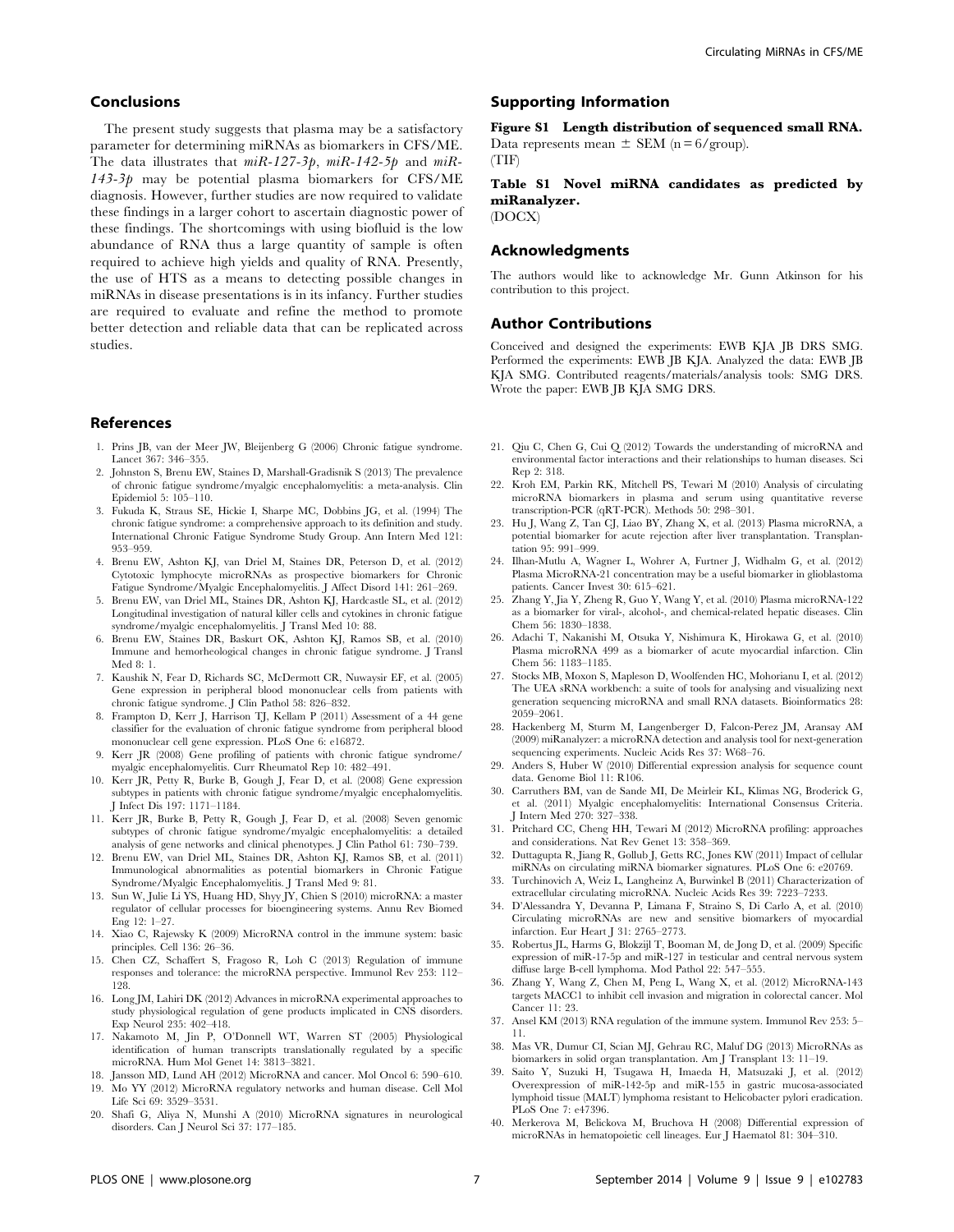## Conclusions

The present study suggests that plasma may be a satisfactory parameter for determining miRNAs as biomarkers in CFS/ME. The data illustrates that *miR-127-3p*, *miR-142-5p* and *miR-143-3p* may be potential plasma biomarkers for CFS/ME diagnosis. However, further studies are now required to validate these findings in a larger cohort to ascertain diagnostic power of these findings. The shortcomings with using biofluid is the low abundance of RNA thus a large quantity of sample is often required to achieve high yields and quality of RNA. Presently, the use of HTS as a means to detecting possible changes in miRNAs in disease presentations is in its infancy. Further studies are required to evaluate and refine the method to promote better detection and reliable data that can be replicated across studies.

## Supporting Information

**Figure S1 Length distribution of sequenced small RNA.** Data represents mean $\pm$ SEM (n = 6/group).
(TIF)

**Table S1 Novel miRNA candidates as predicted by miRanalyzer.**
(DOCX)

## Acknowledgments

The authors would like to acknowledge Mr. Gunn Atkinson for his contribution to this project.

## Author Contributions

Conceived and designed the experiments: EWB KJA JB DRS SMG. Performed the experiments: EWB JB KJA. Analyzed the data: EWB JB KJA SMG. Contributed reagents/materials/analysis tools: SMG DRS. Wrote the paper: EWB JB KJA SMG DRS.

## References

1. Prins JB, van der Meer JW, Bleijenberg G (2006) Chronic fatigue syndrome. Lancet 367: 346–355.
2. Johnston S, Brenu EW, Staines D, Marshall-Gradisnik S (2013) The prevalence of chronic fatigue syndrome/myalgic encephalomyelitis: a meta-analysis. Clin Epidemiol 5: 105–110.
3. Fukuda K, Straus SE, Hickie I, Sharpe MC, Dobbins JG, et al. (1994) The chronic fatigue syndrome: a comprehensive approach to its definition and study. International Chronic Fatigue Syndrome Study Group. Ann Intern Med 121: 953–959.
4. Brenu EW, Ashton KJ, van Driel M, Staines DR, Peterson D, et al. (2012) Cytotoxic lymphocyte microRNAs as prospective biomarkers for Chronic Fatigue Syndrome/Myalgic Encephalomyelitis. J Affect Disord 141: 261–269.
5. Brenu EW, van Driel ML, Staines DR, Ashton KJ, Hardcastle SL, et al. (2012) Longitudinal investigation of natural killer cells and cytokines in chronic fatigue syndrome/myalgic encephalomyelitis. J Transl Med 10: 88.
6. Brenu EW, Staines DR, Baskurt OK, Ashton KJ, Ramos SB, et al. (2010) Immune and hemorheological changes in chronic fatigue syndrome. J Transl Med 8: 1.
7. Kaushik N, Fear D, Richards SC, McDermott CR, Nuwaysir EF, et al. (2005) Gene expression in peripheral blood mononuclear cells from patients with chronic fatigue syndrome. J Clin Pathol 58: 826–832.
8. Frampton D, Kerr J, Harrison TJ, Kellam P (2011) Assessment of a 44 gene classifier for the evaluation of chronic fatigue syndrome from peripheral blood mononuclear cell gene expression. PLoS One 6: e16872.
9. Kerr JR (2008) Gene profiling of patients with chronic fatigue syndrome/myalgic encephalomyelitis. Curr Rheumatol Rep 10: 482–491.
10. Kerr JR, Petty R, Burke B, Gough J, Fear D, et al. (2008) Gene expression subtypes in patients with chronic fatigue syndrome/myalgic encephalomyelitis. J Infect Dis 197: 1171–1184.
11. Kerr JR, Burke B, Petty R, Gough J, Fear D, et al. (2008) Seven genomic subtypes of chronic fatigue syndrome/myalgic encephalomyelitis: a detailed analysis of gene networks and clinical phenotypes. J Clin Pathol 61: 730–739.
12. Brenu EW, van Driel ML, Staines DR, Ashton KJ, Ramos SB, et al. (2011) Immunological abnormalities as potential biomarkers in Chronic Fatigue Syndrome/Myalgic Encephalomyelitis. J Transl Med 9: 81.
13. Sun W, Julie Li YS, Huang HD, Shyy JY, Chien S (2010) microRNA: a master regulator of cellular processes for bioengineering systems. Annu Rev Biomed Eng 12: 1–27.
14. Xiao C, Rajewsky K (2009) MicroRNA control in the immune system: basic principles. Cell 136: 26–36.
15. Chen CZ, Schaffert S, Fragoso R, Loh C (2013) Regulation of immune responses and tolerance: the microRNA perspective. Immunol Rev 253: 112–128.
16. Long JM, Lahiri DK (2012) Advances in microRNA experimental approaches to study physiological regulation of gene products implicated in CNS disorders. Exp Neurol 235: 402–418.
17. Nakamoto M, Jin P, O'Donnell WT, Warren ST (2005) Physiological identification of human transcripts translationally regulated by a specific microRNA. Hum Mol Genet 14: 3813–3821.
18. Jansson MD, Lund AH (2012) MicroRNA and cancer. Mol Oncol 6: 590–610.
19. Mo YY (2012) MicroRNA regulatory networks and human disease. Cell Mol Life Sci 69: 3529–3531.
20. Shafi G, Aliya N, Munshi A (2010) MicroRNA signatures in neurological disorders. Can J Neurol Sci 37: 177–185.
21. Qiu C, Chen G, Cui Q (2012) Towards the understanding of microRNA and environmental factor interactions and their relationships to human diseases. Sci Rep 2: 318.
22. Kroh EM, Parkin RK, Mitchell PS, Tewari M (2010) Analysis of circulating microRNA biomarkers in plasma and serum using quantitative reverse transcription-PCR (qRT-PCR). Methods 50: 298–301.
23. Hu J, Wang Z, Tan CJ, Liao BY, Zhang X, et al. (2013) Plasma microRNA, a potential biomarker for acute rejection after liver transplantation. Transplantation 95: 991–999.
24. Ilhan-Mutlu A, Wagner L, Wohrer A, Furtner J, Widhalm G, et al. (2012) Plasma MicroRNA-21 concentration may be a useful biomarker in glioblastoma patients. Cancer Invest 30: 615–621.
25. Zhang Y, Jia Y, Zheng R, Guo Y, Wang Y, et al. (2010) Plasma microRNA-122 as a biomarker for viral-, alcohol-, and chemical-related hepatic diseases. Clin Chem 56: 1830–1838.
26. Adachi T, Nakanishi M, Otsuka Y, Nishimura K, Hirokawa G, et al. (2010) Plasma microRNA 499 as a biomarker of acute myocardial infarction. Clin Chem 56: 1183–1185.
27. Stocks MB, Moxon S, Mapleson D, Woolfenden HC, Mohorianu I, et al. (2012) The UEA sRNA workbench: a suite of tools for analysing and visualizing next generation sequencing microRNA and small RNA datasets. Bioinformatics 28: 2059–2061.
28. Hackenberg M, Sturm M, Langenberger D, Falcon-Perez JM, Aransay AM (2009) miRanalyzer: a microRNA detection and analysis tool for next-generation sequencing experiments. Nucleic Acids Res 37: W68–76.
29. Anders S, Huber W (2010) Differential expression analysis for sequence count data. Genome Biol 11: R106.
30. Carruthers BM, van de Sande MI, De Meirleir KL, Klimas NG, Broderick G, et al. (2011) Myalgic encephalomyelitis: International Consensus Criteria. J Intern Med 270: 327–338.
31. Pritchard CC, Cheng HH, Tewari M (2012) MicroRNA profiling: approaches and considerations. Nat Rev Genet 13: 358–369.
32. Duttagupta R, Jiang R, Gollub J, Getts RC, Jones KW (2011) Impact of cellular miRNAs on circulating miRNA biomarker signatures. PLoS One 6: e20769.
33. Turchinovich A, Weiz L, Langheinz A, Burwinkel B (2011) Characterization of extracellular circulating microRNA. Nucleic Acids Res 39: 7223–7233.
34. D'Alessandra Y, Devanna P, Limana F, Straino S, Di Carlo A, et al. (2010) Circulating microRNAs are new and sensitive biomarkers of myocardial infarction. Eur Heart J 31: 2765–2773.
35. Robertus JL, Harms G, Blokzijl T, Booman M, de Jong D, et al. (2009) Specific expression of miR-17-5p and miR-127 in testicular and central nervous system diffuse large B-cell lymphoma. Mod Pathol 22: 547–555.
36. Zhang Y, Wang Z, Chen M, Peng L, Wang X, et al. (2012) MicroRNA-143 targets MACC1 to inhibit cell invasion and migration in colorectal cancer. Mol Cancer 11: 23.
37. Ansel KM (2013) RNA regulation of the immune system. Immunol Rev 253: 5–11.
38. Mas VR, Dumur CI, Scian MJ, Gehrau RC, Maluf DG (2013) MicroRNAs as biomarkers in solid organ transplantation. Am J Transplant 13: 11–19.
39. Saito Y, Suzuki H, Tsugawa H, Imaeda H, Matsuzaki J, et al. (2012) Overexpression of miR-142-5p and miR-155 in gastric mucosa-associated lymphoid tissue (MALT) lymphoma resistant to Helicobacter pylori eradication. PLoS One 7: e47396.
40. Merkerova M, Belickova M, Bruchova H (2008) Differential expression of microRNAs in hematopoietic cell lineages. Eur J Haematol 81: 304–310.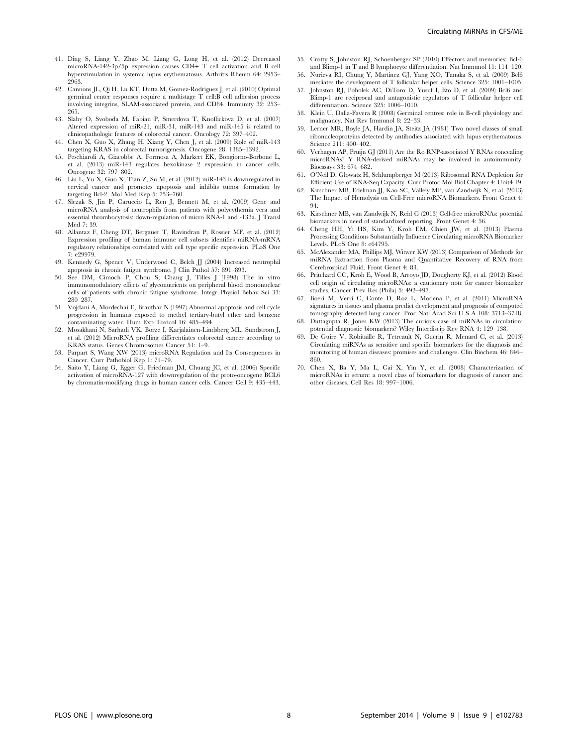41. Ding S, Liang Y, Zhao M, Liang G, Long H, et al. (2012) Decreased microRNA-142-3p/5p expression causes CD4+ T cell activation and B cell hyperstimulation in systemic lupus erythematosus. Arthritis Rheum 64: 2953–2963.
42. Cannons JL, Qi H, Lu KT, Dutta M, Gomez-Rodriguez J, et al. (2010) Optimal germinal center responses require a multistage T cell:B cell adhesion process involving integrins, SLAM-associated protein, and CD84. Immunity 32: 253–265.
43. Slaby O, Svoboda M, Fabian P, Smerdova T, Knoflickova D, et al. (2007) Altered expression of miR-21, miR-31, miR-143 and miR-145 is related to clinicopathologic features of colorectal cancer. Oncology 72: 397–402.
44. Chen X, Guo X, Zhang H, Xiang Y, Chen J, et al. (2009) Role of miR-143 targeting KRAS in colorectal tumorigenesis. Oncogene 28: 1385–1392.
45. Peschiaroli A, Giacobbe A, Formosa A, Markert EK, Bongiorno-Borbone L, et al. (2013) miR-143 regulates hexokinase 2 expression in cancer cells. Oncogene 32: 797–802.
46. Liu L, Yu X, Guo X, Tian Z, Su M, et al. (2012) miR-143 is downregulated in cervical cancer and promotes apoptosis and inhibits tumor formation by targeting Bcl-2. Mol Med Rep 5: 753–760.
47. Slezak S, Jin P, Caruccio L, Ren J, Bennett M, et al. (2009) Gene and microRNA analysis of neutrophils from patients with polycythemia vera and essential thrombocytosis: down-regulation of micro RNA-1 and -133a. J Transl Med 7: 39.
48. Allantaz F, Cheng DT, Bergauer T, Ravindran P, Rossier MF, et al. (2012) Expression profiling of human immune cell subsets identifies miRNA-mRNA regulatory relationships correlated with cell type specific expression. PLoS One 7: e29979.
49. Kennedy G, Spence V, Underwood C, Belch JJ (2004) Increased neutrophil apoptosis in chronic fatigue syndrome. J Clin Pathol 57: 891–893.
50. See DM, Cimoch P, Chou S, Chang J, Tilles J (1998) The in vitro immunomodulatory effects of glyconutrients on peripheral blood mononuclear cells of patients with chronic fatigue syndrome. Integr Physiol Behav Sci 33: 280–287.
51. Vojdani A, Mordechai E, Brautbar N (1997) Abnormal apoptosis and cell cycle progression in humans exposed to methyl tertiary-butyl ether and benzene contaminating water. Hum Exp Toxicol 16: 485–494.
52. Mosakhani N, Sarhadi VK, Borze I, Karjalainen-Lindsberg ML, Sundstrom J, et al. (2012) MicroRNA profiling differentiates colorectal cancer according to KRAS status. Genes Chromosomes Cancer 51: 1–9.
53. Parpart S, Wang XW (2013) microRNA Regulation and Its Consequences in Cancer. Curr Pathobiol Rep 1: 71–79.
54. Saito Y, Liang G, Egger G, Friedman JM, Chuang JC, et al. (2006) Specific activation of microRNA-127 with downregulation of the proto-oncogene BCL6 by chromatin-modifying drugs in human cancer cells. Cancer Cell 9: 435–443.
55. Crotty S, Johnston RJ, Schoenberger SP (2010) Effectors and memories: Bcl-6 and Blimp-1 in T and B lymphocyte differentiation. Nat Immunol 11: 114–120.
56. Nurieva RI, Chung Y, Martinez GJ, Yang XO, Tanaka S, et al. (2009) Bcl6 mediates the development of T follicular helper cells. Science 325: 1001–1005.
57. Johnston RJ, Poholek AC, DiToro D, Yusuf I, Eto D, et al. (2009) Bcl6 and Blimp-1 are reciprocal and antagonistic regulators of T follicular helper cell differentiation. Science 325: 1006–1010.
58. Klein U, Dalla-Favera R (2008) Germinal centres: role in B-cell physiology and malignancy. Nat Rev Immunol 8: 22–33.
59. Lerner MR, Boyle JA, Hardin JA, Steitz JA (1981) Two novel classes of small ribonucleoproteins detected by antibodies associated with lupus erythematosus. Science 211: 400–402.
60. Verhagen AP, Pruijn GJ (2011) Are the Ro RNP-associated Y RNAs concealing microRNAs? Y RNA-derived miRNAs may be involved in autoimmunity. Bioessays 33: 674–682.
61. O'Neil D, Glowatz H, Schlumpberger M (2013) Ribosomal RNA Depletion for Efficient Use of RNA-Seq Capacity. Curr Protoc Mol Biol Chapter 4: Unit4 19.
62. Kirschner MB, Edelman JJ, Kao SC, Vallely MP, van Zandwijk N, et al. (2013) The Impact of Hemolysis on Cell-Free microRNA Biomarkers. Front Genet 4: 94.
63. Kirschner MB, van Zandwijk N, Reid G (2013) Cell-free microRNAs: potential biomarkers in need of standardized reporting. Front Genet 4: 56.
64. Cheng HH, Yi HS, Kim Y, Kroh EM, Chien JW, et al. (2013) Plasma Processing Conditions Substantially Influence Circulating microRNA Biomarker Levels. PLoS One 8: e64795.
65. McAlexander MA, Phillips MJ, Witwer KW (2013) Comparison of Methods for miRNA Extraction from Plasma and Quantitative Recovery of RNA from Cerebrospinal Fluid. Front Genet 4: 83.
66. Pritchard CC, Kroh E, Wood B, Arroyo JD, Dougherty KJ, et al. (2012) Blood cell origin of circulating microRNAs: a cautionary note for cancer biomarker studies. Cancer Prev Res (Phila) 5: 492–497.
67. Boeri M, Verri C, Conte D, Roz L, Modena P, et al. (2011) MicroRNA signatures in tissues and plasma predict development and prognosis of computed tomography detected lung cancer. Proc Natl Acad Sci U S A 108: 3713–3718.
68. Duttagupta R, Jones KW (2013) The curious case of miRNAs in circulation: potential diagnostic biomarkers? Wiley Interdiscip Rev RNA 4: 129–138.
69. De Guire V, Robitaille R, Tetreault N, Guerin R, Menard C, et al. (2013) Circulating miRNAs as sensitive and specific biomarkers for the diagnosis and monitoring of human diseases: promises and challenges. Clin Biochem 46: 846–860.
70. Chen X, Ba Y, Ma L, Cai X, Yin Y, et al. (2008) Characterization of microRNAs in serum: a novel class of biomarkers for diagnosis of cancer and other diseases. Cell Res 18: 997–1006.